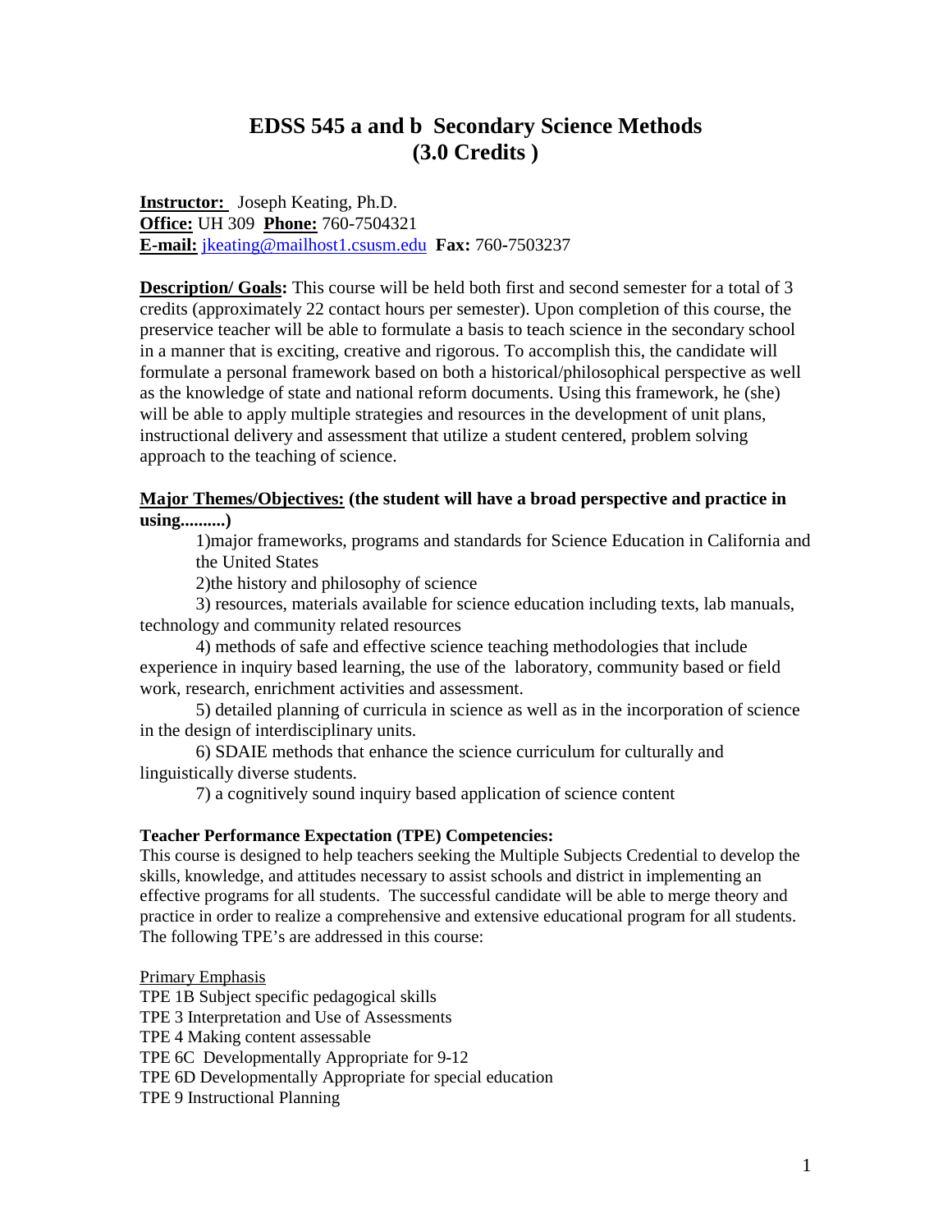# EDSS 545 a and b Secondary Science Methods (3.0 Credits )

**Instructor:** Joseph Keating, Ph.D.
**Office:** UH 309 **Phone:** 760-7504321
**E-mail:** jkeating@mailhost1.csusm.edu **Fax:** 760-7503237

**Description/ Goals:** This course will be held both first and second semester for a total of 3 credits (approximately 22 contact hours per semester). Upon completion of this course, the preservice teacher will be able to formulate a basis to teach science in the secondary school in a manner that is exciting, creative and rigorous. To accomplish this, the candidate will formulate a personal framework based on both a historical/philosophical perspective as well as the knowledge of state and national reform documents. Using this framework, he (she) will be able to apply multiple strategies and resources in the development of unit plans, instructional delivery and assessment that utilize a student centered, problem solving approach to the teaching of science.

**Major Themes/Objectives: (the student will have a broad perspective and practice in using..........)**

1)major frameworks, programs and standards for Science Education in California and the United States

2)the history and philosophy of science

3) resources, materials available for science education including texts, lab manuals, technology and community related resources

4) methods of safe and effective science teaching methodologies that include experience in inquiry based learning, the use of the laboratory, community based or field work, research, enrichment activities and assessment.

5) detailed planning of curricula in science as well as in the incorporation of science in the design of interdisciplinary units.

6) SDAIE methods that enhance the science curriculum for culturally and linguistically diverse students.

7) a cognitively sound inquiry based application of science content

**Teacher Performance Expectation (TPE) Competencies:**
This course is designed to help teachers seeking the Multiple Subjects Credential to develop the skills, knowledge, and attitudes necessary to assist schools and district in implementing an effective programs for all students. The successful candidate will be able to merge theory and practice in order to realize a comprehensive and extensive educational program for all students. The following TPE's are addressed in this course:

Primary Emphasis

TPE 1B Subject specific pedagogical skills
TPE 3 Interpretation and Use of Assessments
TPE 4 Making content assessable
TPE 6C Developmentally Appropriate for 9-12
TPE 6D Developmentally Appropriate for special education
TPE 9 Instructional Planning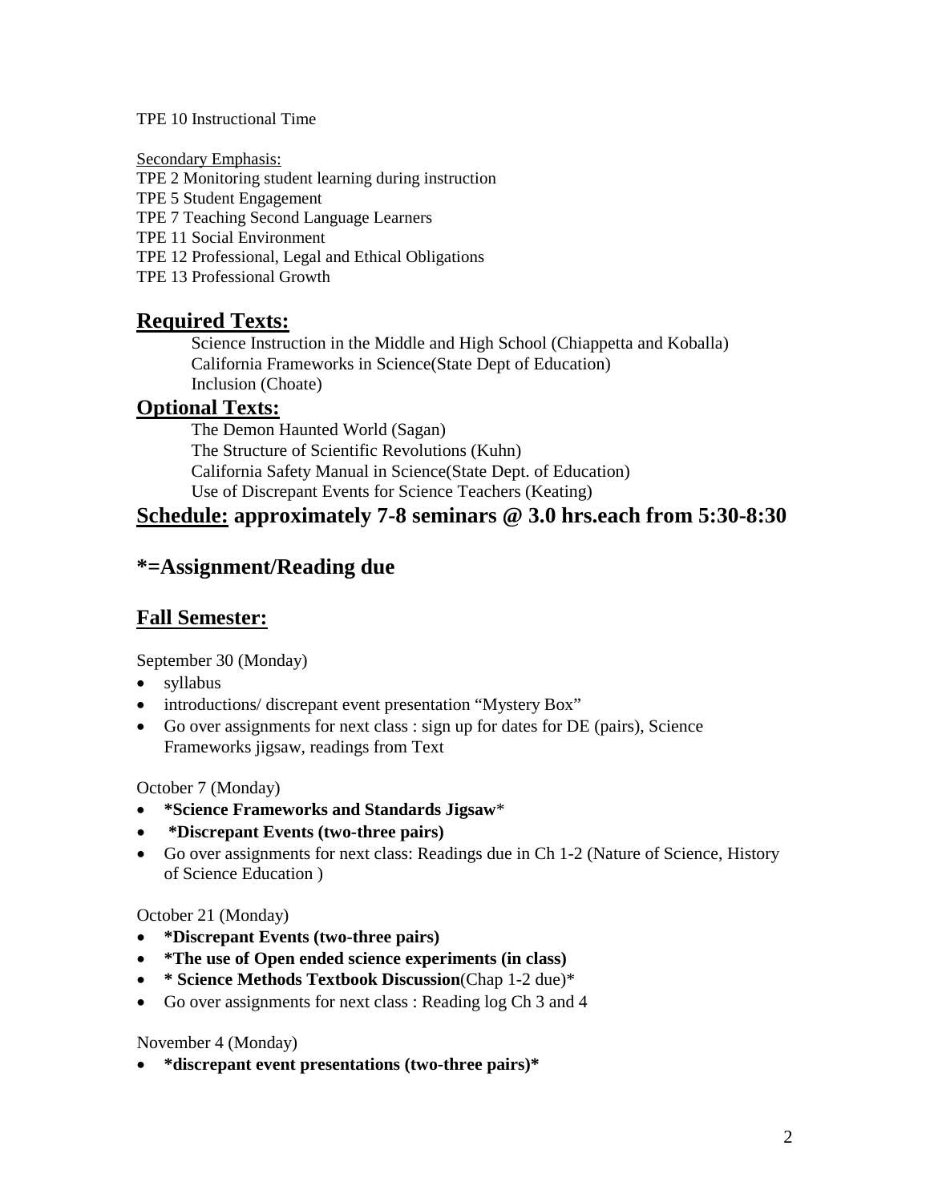TPE 10 Instructional Time

Secondary Emphasis:
TPE 2 Monitoring student learning during instruction
TPE 5 Student Engagement
TPE 7 Teaching Second Language Learners
TPE 11 Social Environment
TPE 12 Professional, Legal and Ethical Obligations
TPE 13 Professional Growth

## Required Texts:

Science Instruction in the Middle and High School (Chiappetta and Koballa)
California Frameworks in Science(State Dept of Education)
Inclusion (Choate)

## Optional Texts:

The Demon Haunted World (Sagan)
The Structure of Scientific Revolutions (Kuhn)
California Safety Manual in Science(State Dept. of Education)
Use of Discrepant Events for Science Teachers (Keating)

## Schedule: approximately 7-8 seminars @ 3.0 hrs.each from 5:30-8:30

## *=Assignment/Reading due

## Fall Semester:

September 30 (Monday)

- syllabus
- introductions/ discrepant event presentation "Mystery Box"
- Go over assignments for next class : sign up for dates for DE (pairs), Science Frameworks jigsaw, readings from Text

October 7 (Monday)

- **\*Science Frameworks and Standards Jigsaw**\*
- **\*Discrepant Events (two-three pairs)**
- Go over assignments for next class: Readings due in Ch 1-2 (Nature of Science, History of Science Education )

October 21 (Monday)

- **\*Discrepant Events (two-three pairs)**
- **\*The use of Open ended science experiments (in class)**
- **\* Science Methods Textbook Discussion**(Chap 1-2 due)\*
- Go over assignments for next class : Reading log Ch 3 and 4

November 4 (Monday)

- **\*discrepant event presentations (two-three pairs)\***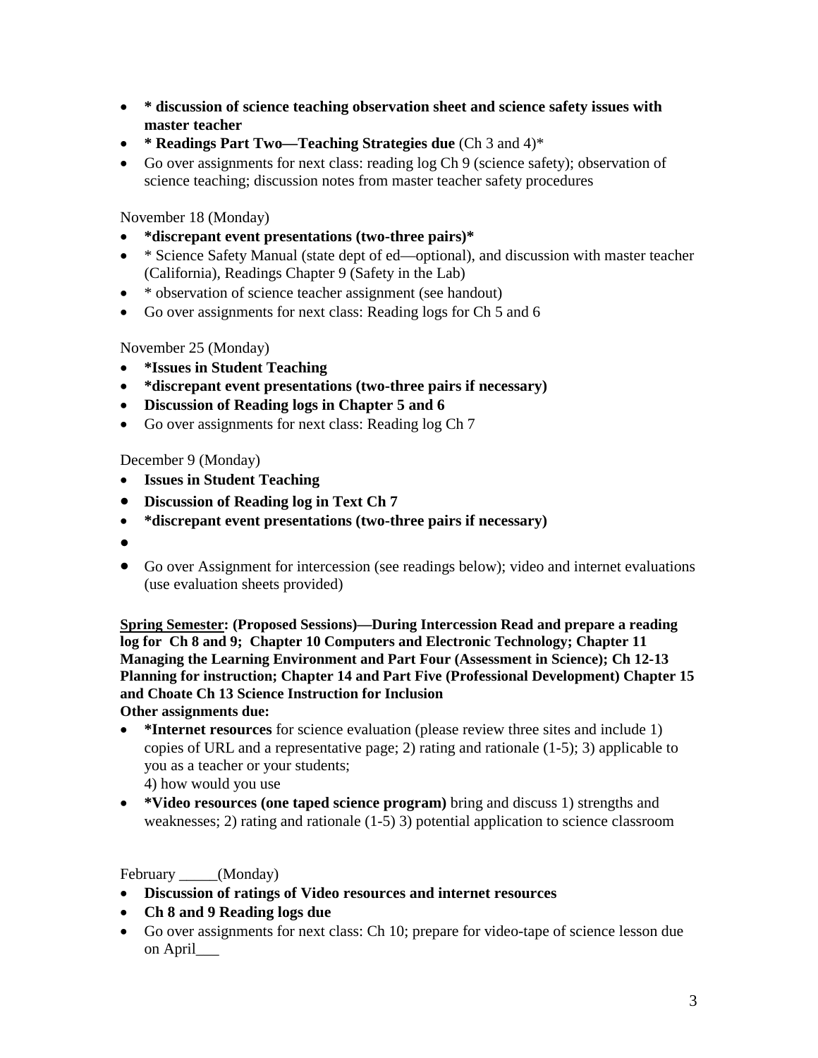- **\* discussion of science teaching observation sheet and science safety issues with master teacher**
- **\* Readings Part Two—Teaching Strategies due** (Ch 3 and 4)*
- Go over assignments for next class: reading log Ch 9 (science safety); observation of science teaching; discussion notes from master teacher safety procedures

November 18 (Monday)

- **\*discrepant event presentations (two-three pairs)\***
- \* Science Safety Manual (state dept of ed—optional), and discussion with master teacher (California), Readings Chapter 9 (Safety in the Lab)
- \* observation of science teacher assignment (see handout)
- Go over assignments for next class: Reading logs for Ch 5 and 6

November 25 (Monday)

- **\*Issues in Student Teaching**
- **\*discrepant event presentations (two-three pairs if necessary)**
- **Discussion of Reading logs in Chapter 5 and 6**
- Go over assignments for next class: Reading log Ch 7

December 9 (Monday)

- **Issues in Student Teaching**
- **Discussion of Reading log in Text Ch 7**
- **\*discrepant event presentations (two-three pairs if necessary)**
- 
- Go over Assignment for intercession (see readings below); video and internet evaluations (use evaluation sheets provided)

**<u>Spring Semester</u>: (Proposed Sessions)—During Intercession Read and prepare a reading log for Ch 8 and 9; Chapter 10 Computers and Electronic Technology; Chapter 11 Managing the Learning Environment and Part Four (Assessment in Science); Ch 12-13 Planning for instruction; Chapter 14 and Part Five (Professional Development) Chapter 15 and Choate Ch 13 Science Instruction for Inclusion**

**Other assignments due:**

- **\*Internet resources** for science evaluation (please review three sites and include 1) copies of URL and a representative page; 2) rating and rationale (1-5); 3) applicable to you as a teacher or your students;
  4) how would you use
- **\*Video resources (one taped science program)** bring and discuss 1) strengths and weaknesses; 2) rating and rationale (1-5) 3) potential application to science classroom

February _____(Monday)

- **Discussion of ratings of Video resources and internet resources**
- **Ch 8 and 9 Reading logs due**
- Go over assignments for next class: Ch 10; prepare for video-tape of science lesson due on April___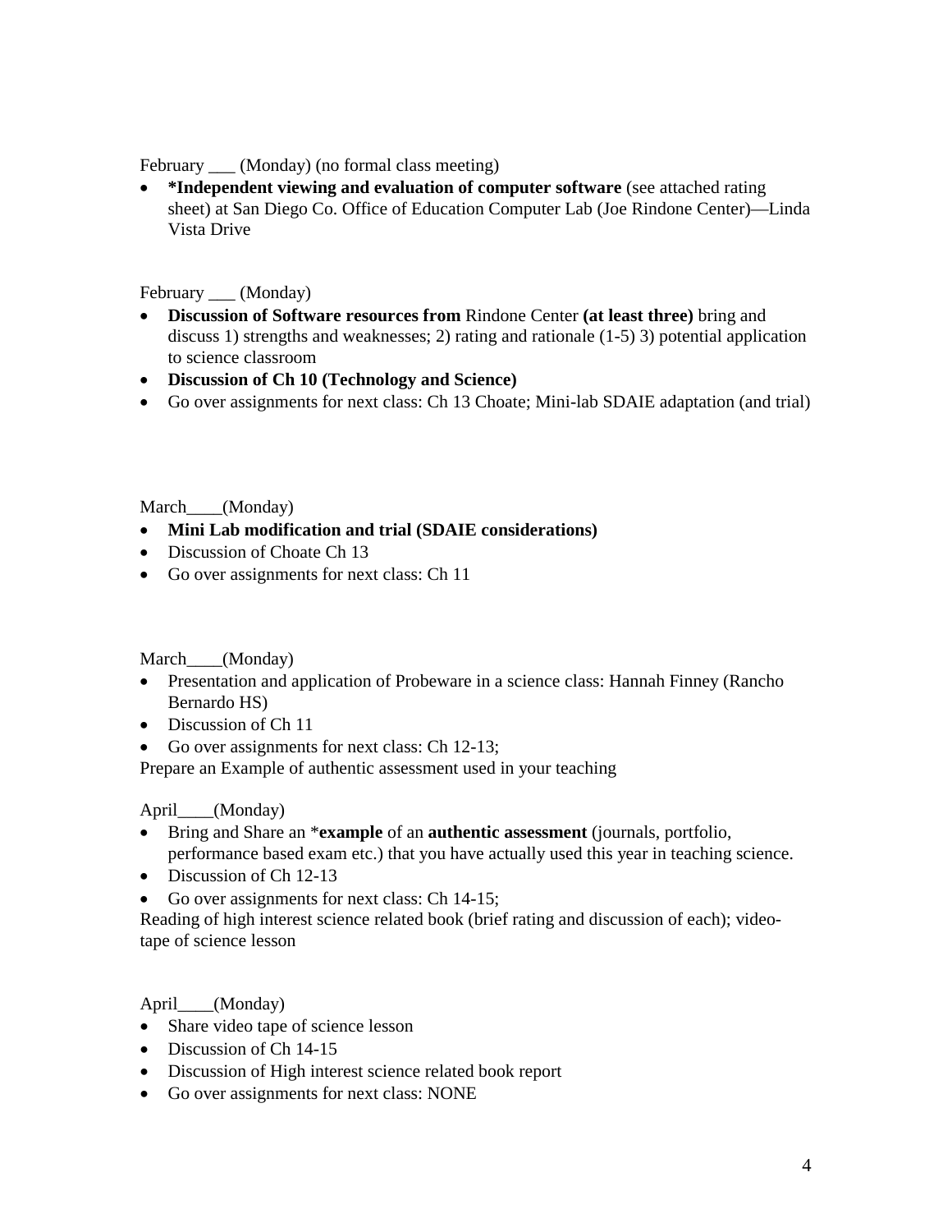February ___ (Monday) (no formal class meeting)

- ***Independent viewing and evaluation of computer software** (see attached rating sheet) at San Diego Co. Office of Education Computer Lab (Joe Rindone Center)—Linda Vista Drive

February ___ (Monday)

- **Discussion of Software resources from** Rindone Center **(at least three)** bring and discuss 1) strengths and weaknesses; 2) rating and rationale (1-5) 3) potential application to science classroom
- **Discussion of Ch 10 (Technology and Science)**
- Go over assignments for next class: Ch 13 Choate; Mini-lab SDAIE adaptation (and trial)

March____(Monday)

- **Mini Lab modification and trial (SDAIE considerations)**
- Discussion of Choate Ch 13
- Go over assignments for next class: Ch 11

March____(Monday)

- Presentation and application of Probeware in a science class: Hannah Finney (Rancho Bernardo HS)
- Discussion of Ch 11
- Go over assignments for next class: Ch 12-13;

Prepare an Example of authentic assessment used in your teaching

April____(Monday)

- Bring and Share an ***example** of an **authentic assessment** (journals, portfolio, performance based exam etc.) that you have actually used this year in teaching science.
- Discussion of Ch 12-13
- Go over assignments for next class: Ch 14-15;

Reading of high interest science related book (brief rating and discussion of each); video-tape of science lesson

April____(Monday)

- Share video tape of science lesson
- Discussion of Ch 14-15
- Discussion of High interest science related book report
- Go over assignments for next class: NONE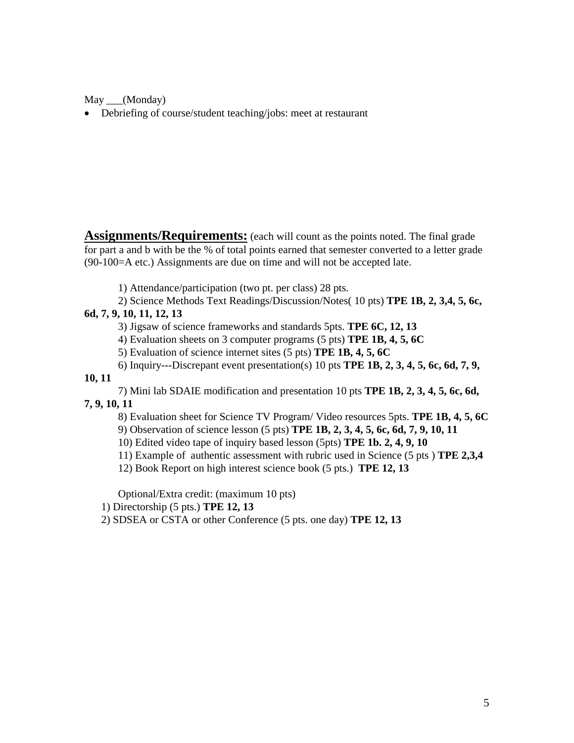May ___(Monday)

- Debriefing of course/student teaching/jobs: meet at restaurant

**Assignments/Requirements:** (each will count as the points noted. The final grade for part a and b with be the % of total points earned that semester converted to a letter grade (90-100=A etc.) Assignments are due on time and will not be accepted late.

1) Attendance/participation (two pt. per class) 28 pts.

2) Science Methods Text Readings/Discussion/Notes( 10 pts) **TPE 1B, 2, 3,4, 5, 6c, 6d, 7, 9, 10, 11, 12, 13**

3) Jigsaw of science frameworks and standards 5pts. **TPE 6C, 12, 13**

4) Evaluation sheets on 3 computer programs (5 pts) **TPE 1B, 4, 5, 6C**

5) Evaluation of science internet sites (5 pts) **TPE 1B, 4, 5, 6C**

6) Inquiry---Discrepant event presentation(s) 10 pts **TPE 1B, 2, 3, 4, 5, 6c, 6d, 7, 9, 10, 11**

7) Mini lab SDAIE modification and presentation 10 pts **TPE 1B, 2, 3, 4, 5, 6c, 6d, 7, 9, 10, 11**

8) Evaluation sheet for Science TV Program/ Video resources 5pts. **TPE 1B, 4, 5, 6C**

9) Observation of science lesson (5 pts) **TPE 1B, 2, 3, 4, 5, 6c, 6d, 7, 9, 10, 11**

10) Edited video tape of inquiry based lesson (5pts) **TPE 1b. 2, 4, 9, 10**

11) Example of authentic assessment with rubric used in Science (5 pts ) **TPE 2,3,4**

12) Book Report on high interest science book (5 pts.) **TPE 12, 13**

Optional/Extra credit: (maximum 10 pts)

1) Directorship (5 pts.) **TPE 12, 13**

2) SDSEA or CSTA or other Conference (5 pts. one day) **TPE 12, 13**